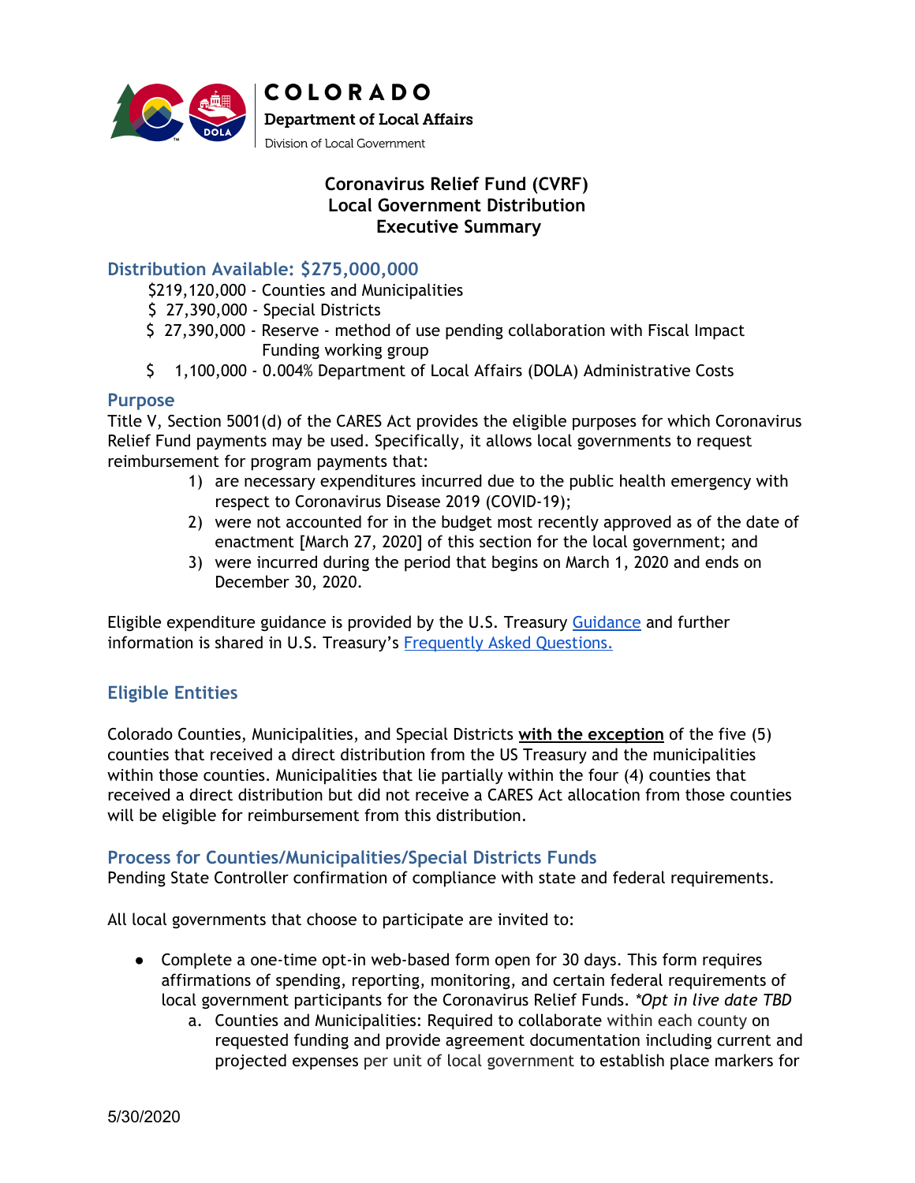COLORADO

Department of Local Affairs

Division of Local Government

# Coronavirus Relief Fund (CVRF)
# Local Government Distribution
# Executive Summary

## Distribution Available: $275,000,000

$219,120,000 - Counties and Municipalities
$ 27,390,000 - Special Districts
$ 27,390,000 - Reserve - method of use pending collaboration with Fiscal Impact Funding working group
$ 1,100,000 - 0.004% Department of Local Affairs (DOLA) Administrative Costs

## Purpose

Title V, Section 5001(d) of the CARES Act provides the eligible purposes for which Coronavirus Relief Fund payments may be used. Specifically, it allows local governments to request reimbursement for program payments that:

1) are necessary expenditures incurred due to the public health emergency with respect to Coronavirus Disease 2019 (COVID-19);
2) were not accounted for in the budget most recently approved as of the date of enactment [March 27, 2020] of this section for the local government; and
3) were incurred during the period that begins on March 1, 2020 and ends on December 30, 2020.

Eligible expenditure guidance is provided by the U.S. Treasury Guidance and further information is shared in U.S. Treasury's Frequently Asked Questions.

## Eligible Entities

Colorado Counties, Municipalities, and Special Districts **with the exception** of the five (5) counties that received a direct distribution from the US Treasury and the municipalities within those counties. Municipalities that lie partially within the four (4) counties that received a direct distribution but did not receive a CARES Act allocation from those counties will be eligible for reimbursement from this distribution.

## Process for Counties/Municipalities/Special Districts Funds

Pending State Controller confirmation of compliance with state and federal requirements.

All local governments that choose to participate are invited to:

- Complete a one-time opt-in web-based form open for 30 days. This form requires affirmations of spending, reporting, monitoring, and certain federal requirements of local government participants for the Coronavirus Relief Funds. *\*Opt in live date TBD*
  a. Counties and Municipalities: Required to collaborate within each county on requested funding and provide agreement documentation including current and projected expenses per unit of local government to establish place markers for

5/30/2020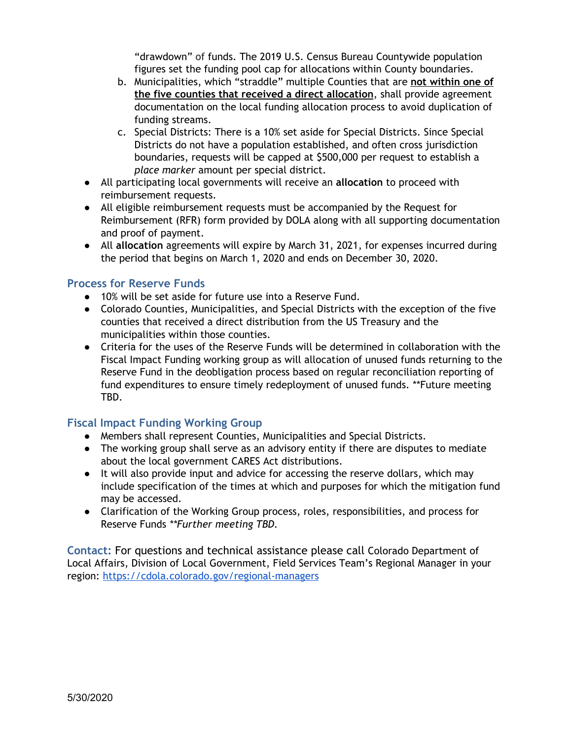"drawdown" of funds. The 2019 U.S. Census Bureau Countywide population figures set the funding pool cap for allocations within County boundaries.

   b. Municipalities, which "straddle" multiple Counties that are **not within one of the five counties that received a direct allocation**, shall provide agreement documentation on the local funding allocation process to avoid duplication of funding streams.
   c. Special Districts: There is a 10% set aside for Special Districts. Since Special Districts do not have a population established, and often cross jurisdiction boundaries, requests will be capped at $500,000 per request to establish a *place marker* amount per special district.

- All participating local governments will receive an **allocation** to proceed with reimbursement requests.
- All eligible reimbursement requests must be accompanied by the Request for Reimbursement (RFR) form provided by DOLA along with all supporting documentation and proof of payment.
- All **allocation** agreements will expire by March 31, 2021, for expenses incurred during the period that begins on March 1, 2020 and ends on December 30, 2020.

## Process for Reserve Funds

- 10% will be set aside for future use into a Reserve Fund.
- Colorado Counties, Municipalities, and Special Districts with the exception of the five counties that received a direct distribution from the US Treasury and the municipalities within those counties.
- Criteria for the uses of the Reserve Funds will be determined in collaboration with the Fiscal Impact Funding working group as will allocation of unused funds returning to the Reserve Fund in the deobligation process based on regular reconciliation reporting of fund expenditures to ensure timely redeployment of unused funds. **Future meeting TBD.

## Fiscal Impact Funding Working Group

- Members shall represent Counties, Municipalities and Special Districts.
- The working group shall serve as an advisory entity if there are disputes to mediate about the local government CARES Act distributions.
- It will also provide input and advice for accessing the reserve dollars, which may include specification of the times at which and purposes for which the mitigation fund may be accessed.
- Clarification of the Working Group process, roles, responsibilities, and process for Reserve Funds *\*\*Further meeting TBD.*

**Contact:** For questions and technical assistance please call Colorado Department of Local Affairs, Division of Local Government, Field Services Team's Regional Manager in your region: https://cdola.colorado.gov/regional-managers

5/30/2020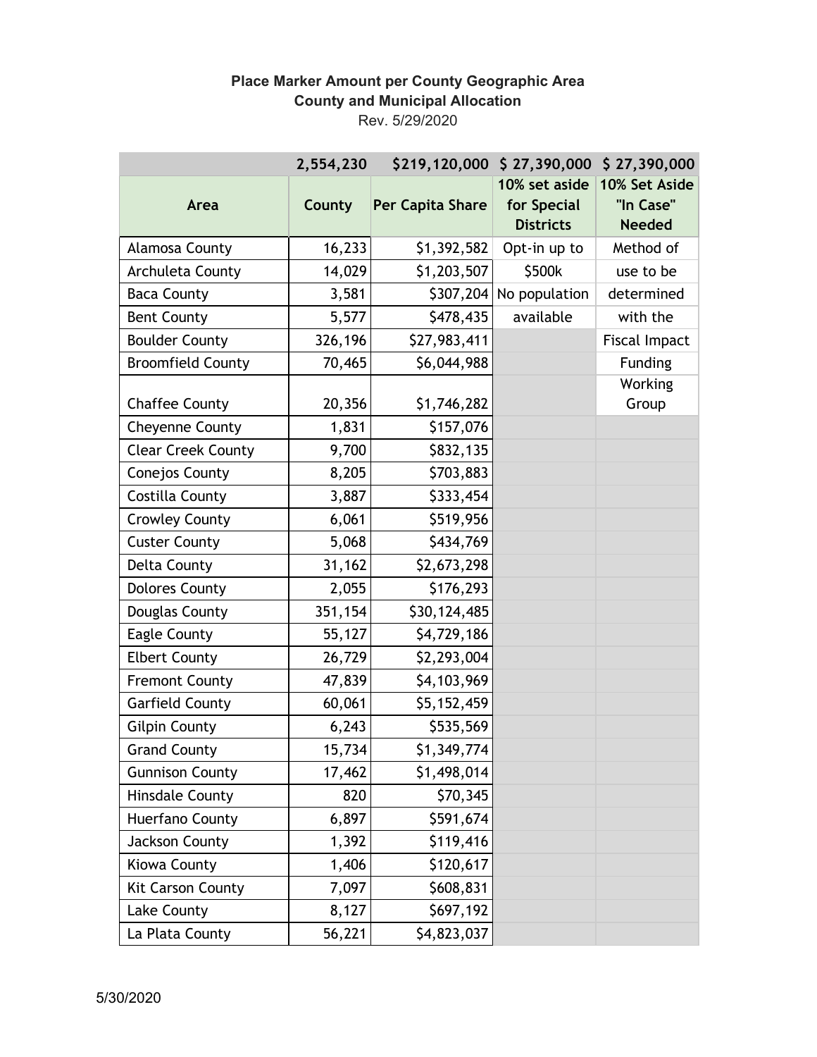**Place Marker Amount per County Geographic Area**
**County and Municipal Allocation**
Rev. 5/29/2020

| | 2,554,230 | $219,120,000 | $ 27,390,000 | $ 27,390,000 |
|---|---|---|---|---|
| **Area** | **County** | **Per Capita Share** | **10% set aside for Special Districts** | **10% Set Aside "In Case" Needed** |
| Alamosa County | 16,233 | $1,392,582 | Opt-in up to | Method of |
| Archuleta County | 14,029 | $1,203,507 | $500k | use to be |
| Baca County | 3,581 | $307,204 | No population | determined |
| Bent County | 5,577 | $478,435 | available | with the |
| Boulder County | 326,196 | $27,983,411 | | Fiscal Impact |
| Broomfield County | 70,465 | $6,044,988 | | Funding |
| Chaffee County | 20,356 | $1,746,282 | | Working Group |
| Cheyenne County | 1,831 | $157,076 | | |
| Clear Creek County | 9,700 | $832,135 | | |
| Conejos County | 8,205 | $703,883 | | |
| Costilla County | 3,887 | $333,454 | | |
| Crowley County | 6,061 | $519,956 | | |
| Custer County | 5,068 | $434,769 | | |
| Delta County | 31,162 | $2,673,298 | | |
| Dolores County | 2,055 | $176,293 | | |
| Douglas County | 351,154 | $30,124,485 | | |
| Eagle County | 55,127 | $4,729,186 | | |
| Elbert County | 26,729 | $2,293,004 | | |
| Fremont County | 47,839 | $4,103,969 | | |
| Garfield County | 60,061 | $5,152,459 | | |
| Gilpin County | 6,243 | $535,569 | | |
| Grand County | 15,734 | $1,349,774 | | |
| Gunnison County | 17,462 | $1,498,014 | | |
| Hinsdale County | 820 | $70,345 | | |
| Huerfano County | 6,897 | $591,674 | | |
| Jackson County | 1,392 | $119,416 | | |
| Kiowa County | 1,406 | $120,617 | | |
| Kit Carson County | 7,097 | $608,831 | | |
| Lake County | 8,127 | $697,192 | | |
| La Plata County | 56,221 | $4,823,037 | | |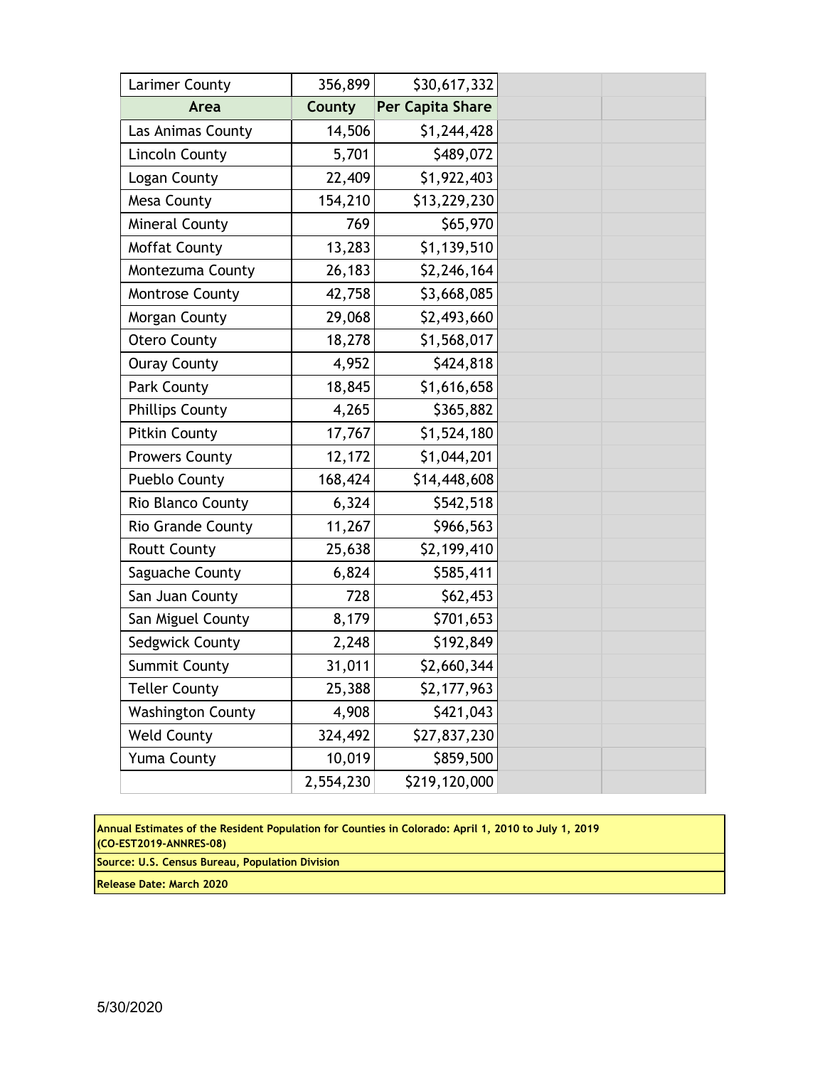| | | | | |
|---|---|---|---|---|
| Larimer County | 356,899 | $30,617,332 | | |
| **Area** | **County** | **Per Capita Share** | | |
| Las Animas County | 14,506 | $1,244,428 | | |
| Lincoln County | 5,701 | $489,072 | | |
| Logan County | 22,409 | $1,922,403 | | |
| Mesa County | 154,210 | $13,229,230 | | |
| Mineral County | 769 | $65,970 | | |
| Moffat County | 13,283 | $1,139,510 | | |
| Montezuma County | 26,183 | $2,246,164 | | |
| Montrose County | 42,758 | $3,668,085 | | |
| Morgan County | 29,068 | $2,493,660 | | |
| Otero County | 18,278 | $1,568,017 | | |
| Ouray County | 4,952 | $424,818 | | |
| Park County | 18,845 | $1,616,658 | | |
| Phillips County | 4,265 | $365,882 | | |
| Pitkin County | 17,767 | $1,524,180 | | |
| Prowers County | 12,172 | $1,044,201 | | |
| Pueblo County | 168,424 | $14,448,608 | | |
| Rio Blanco County | 6,324 | $542,518 | | |
| Rio Grande County | 11,267 | $966,563 | | |
| Routt County | 25,638 | $2,199,410 | | |
| Saguache County | 6,824 | $585,411 | | |
| San Juan County | 728 | $62,453 | | |
| San Miguel County | 8,179 | $701,653 | | |
| Sedgwick County | 2,248 | $192,849 | | |
| Summit County | 31,011 | $2,660,344 | | |
| Teller County | 25,388 | $2,177,963 | | |
| Washington County | 4,908 | $421,043 | | |
| Weld County | 324,492 | $27,837,230 | | |
| Yuma County | 10,019 | $859,500 | | |
| | 2,554,230 | $219,120,000 | | |

**Annual Estimates of the Resident Population for Counties in Colorado: April 1, 2010 to July 1, 2019 (CO-EST2019-ANNRES-08)**

**Source: U.S. Census Bureau, Population Division**

**Release Date: March 2020**

5/30/2020